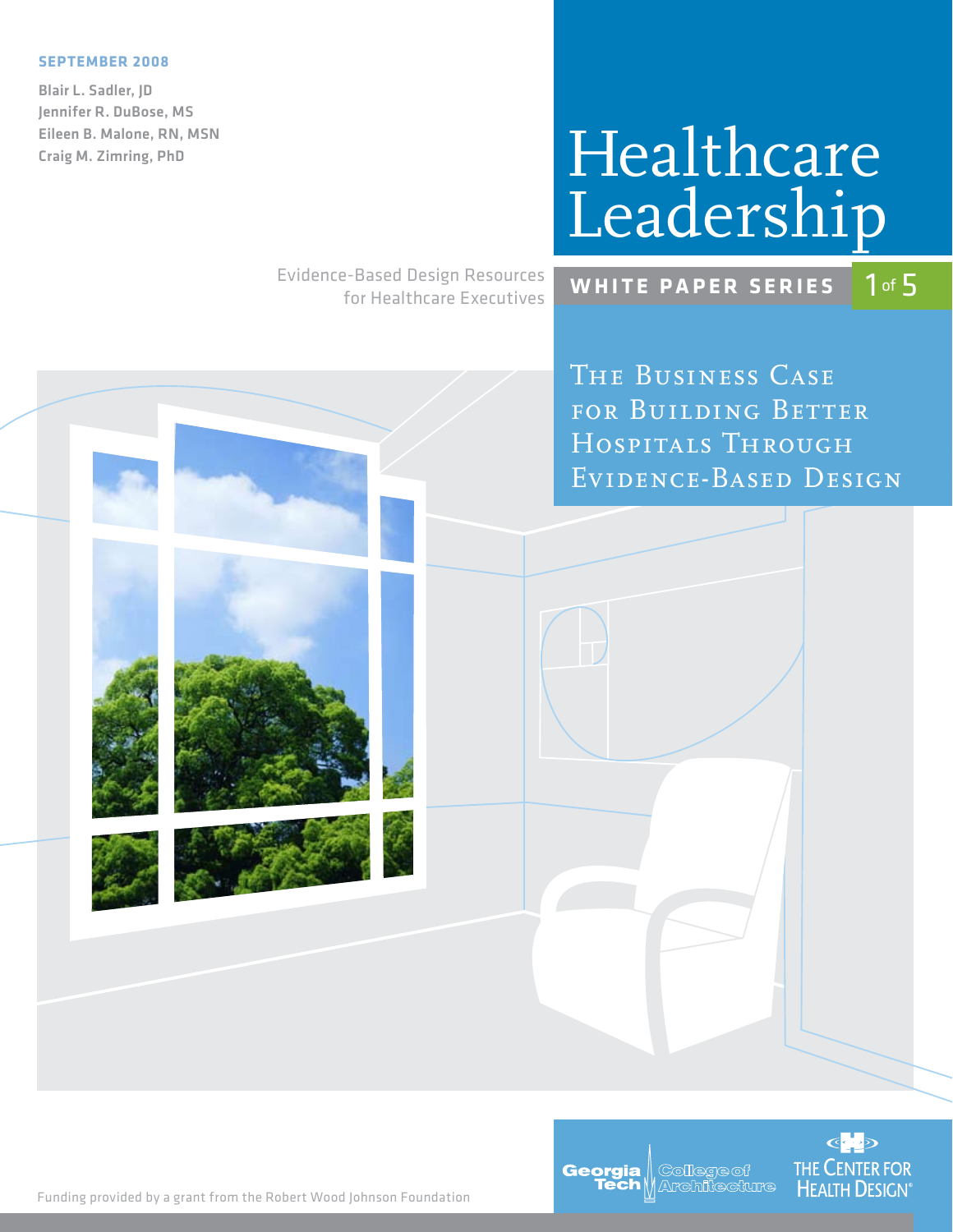**SEPTEMBER 2008**

Blair L. Sadler, JD
Jennifer R. DuBose, MS
Eileen B. Malone, RN, MSN
Craig M. Zimring, PhD

# Healthcare Leadership

Evidence-Based Design Resources for Healthcare Executives

**WHITE PAPER SERIES** 1 of 5

## The Business Case for Building Better Hospitals Through Evidence-Based Design

Funding provided by a grant from the Robert Wood Johnson Foundation

Georgia Tech College of Architecture

The Center for Health Design®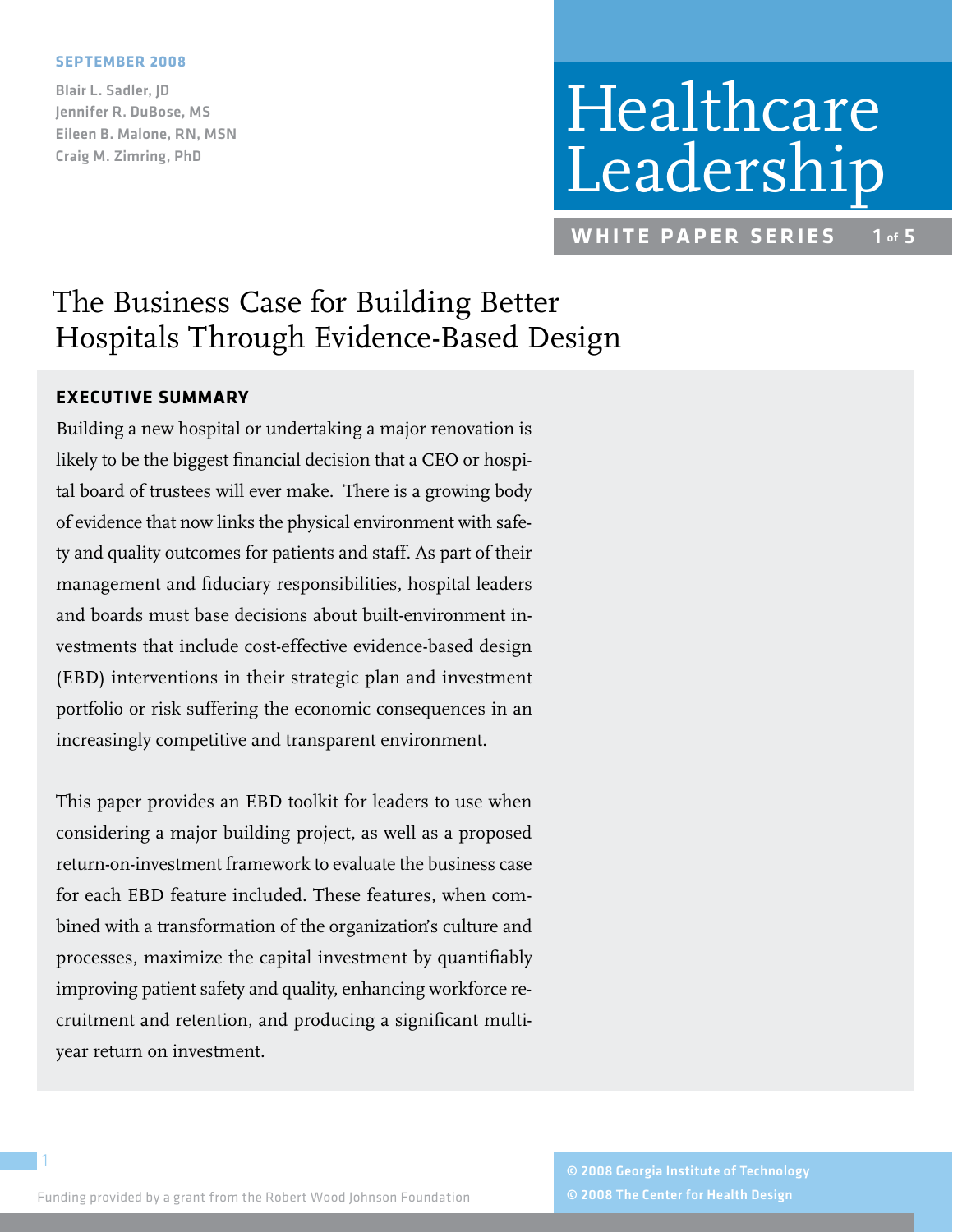SEPTEMBER 2008

Blair L. Sadler, JD
Jennifer R. DuBose, MS
Eileen B. Malone, RN, MSN
Craig M. Zimring, PhD

# Healthcare Leadership

**WHITE PAPER SERIES 1 of 5**

# The Business Case for Building Better Hospitals Through Evidence-Based Design

## EXECUTIVE SUMMARY

Building a new hospital or undertaking a major renovation is likely to be the biggest financial decision that a CEO or hospital board of trustees will ever make. There is a growing body of evidence that now links the physical environment with safety and quality outcomes for patients and staff. As part of their management and fiduciary responsibilities, hospital leaders and boards must base decisions about built-environment investments that include cost-effective evidence-based design (EBD) interventions in their strategic plan and investment portfolio or risk suffering the economic consequences in an increasingly competitive and transparent environment.

This paper provides an EBD toolkit for leaders to use when considering a major building project, as well as a proposed return-on-investment framework to evaluate the business case for each EBD feature included. These features, when combined with a transformation of the organization's culture and processes, maximize the capital investment by quantifiably improving patient safety and quality, enhancing workforce recruitment and retention, and producing a significant multi-year return on investment.

Funding provided by a grant from the Robert Wood Johnson Foundation

© 2008 Georgia Institute of Technology
© 2008 The Center for Health Design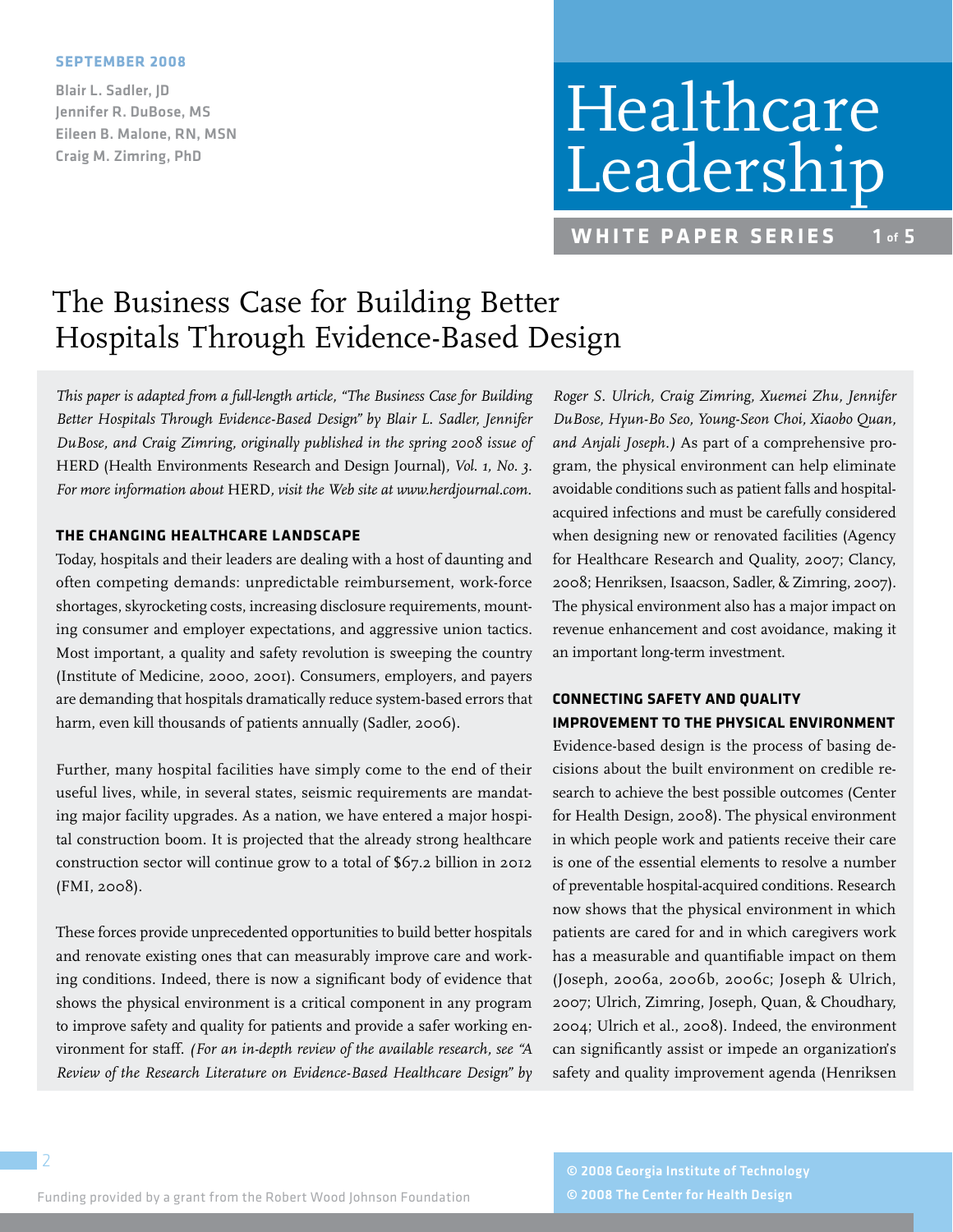SEPTEMBER 2008

Blair L. Sadler, JD
Jennifer R. DuBose, MS
Eileen B. Malone, RN, MSN
Craig M. Zimring, PhD

# Healthcare Leadership

**WHITE PAPER SERIES 1 of 5**

## The Business Case for Building Better Hospitals Through Evidence-Based Design

*This paper is adapted from a full-length article, "The Business Case for Building Better Hospitals Through Evidence-Based Design" by Blair L. Sadler, Jennifer DuBose, and Craig Zimring, originally published in the spring 2008 issue of* HERD (Health Environments Research and Design Journal)*, Vol. 1, No. 3. For more information about* HERD*, visit the Web site at www.herdjournal.com.*

### THE CHANGING HEALTHCARE LANDSCAPE

Today, hospitals and their leaders are dealing with a host of daunting and often competing demands: unpredictable reimbursement, work-force shortages, skyrocketing costs, increasing disclosure requirements, mounting consumer and employer expectations, and aggressive union tactics. Most important, a quality and safety revolution is sweeping the country (Institute of Medicine, 2000, 2001). Consumers, employers, and payers are demanding that hospitals dramatically reduce system-based errors that harm, even kill thousands of patients annually (Sadler, 2006).

Further, many hospital facilities have simply come to the end of their useful lives, while, in several states, seismic requirements are mandating major facility upgrades. As a nation, we have entered a major hospital construction boom. It is projected that the already strong healthcare construction sector will continue grow to a total of $67.2 billion in 2012 (FMI, 2008).

These forces provide unprecedented opportunities to build better hospitals and renovate existing ones that can measurably improve care and working conditions. Indeed, there is now a significant body of evidence that shows the physical environment is a critical component in any program to improve safety and quality for patients and provide a safer working environment for staff. *(For an in-depth review of the available research, see "A Review of the Research Literature on Evidence-Based Healthcare Design" by Roger S. Ulrich, Craig Zimring, Xuemei Zhu, Jennifer DuBose, Hyun-Bo Seo, Young-Seon Choi, Xiaobo Quan, and Anjali Joseph.)* As part of a comprehensive program, the physical environment can help eliminate avoidable conditions such as patient falls and hospital-acquired infections and must be carefully considered when designing new or renovated facilities (Agency for Healthcare Research and Quality, 2007; Clancy, 2008; Henriksen, Isaacson, Sadler, & Zimring, 2007). The physical environment also has a major impact on revenue enhancement and cost avoidance, making it an important long-term investment.

### CONNECTING SAFETY AND QUALITY IMPROVEMENT TO THE PHYSICAL ENVIRONMENT

Evidence-based design is the process of basing decisions about the built environment on credible research to achieve the best possible outcomes (Center for Health Design, 2008). The physical environment in which people work and patients receive their care is one of the essential elements to resolve a number of preventable hospital-acquired conditions. Research now shows that the physical environment in which patients are cared for and in which caregivers work has a measurable and quantifiable impact on them (Joseph, 2006a, 2006b, 2006c; Joseph & Ulrich, 2007; Ulrich, Zimring, Joseph, Quan, & Choudhary, 2004; Ulrich et al., 2008). Indeed, the environment can significantly assist or impede an organization's safety and quality improvement agenda (Henriksen

© 2008 Georgia Institute of Technology
© 2008 The Center for Health Design

Funding provided by a grant from the Robert Wood Johnson Foundation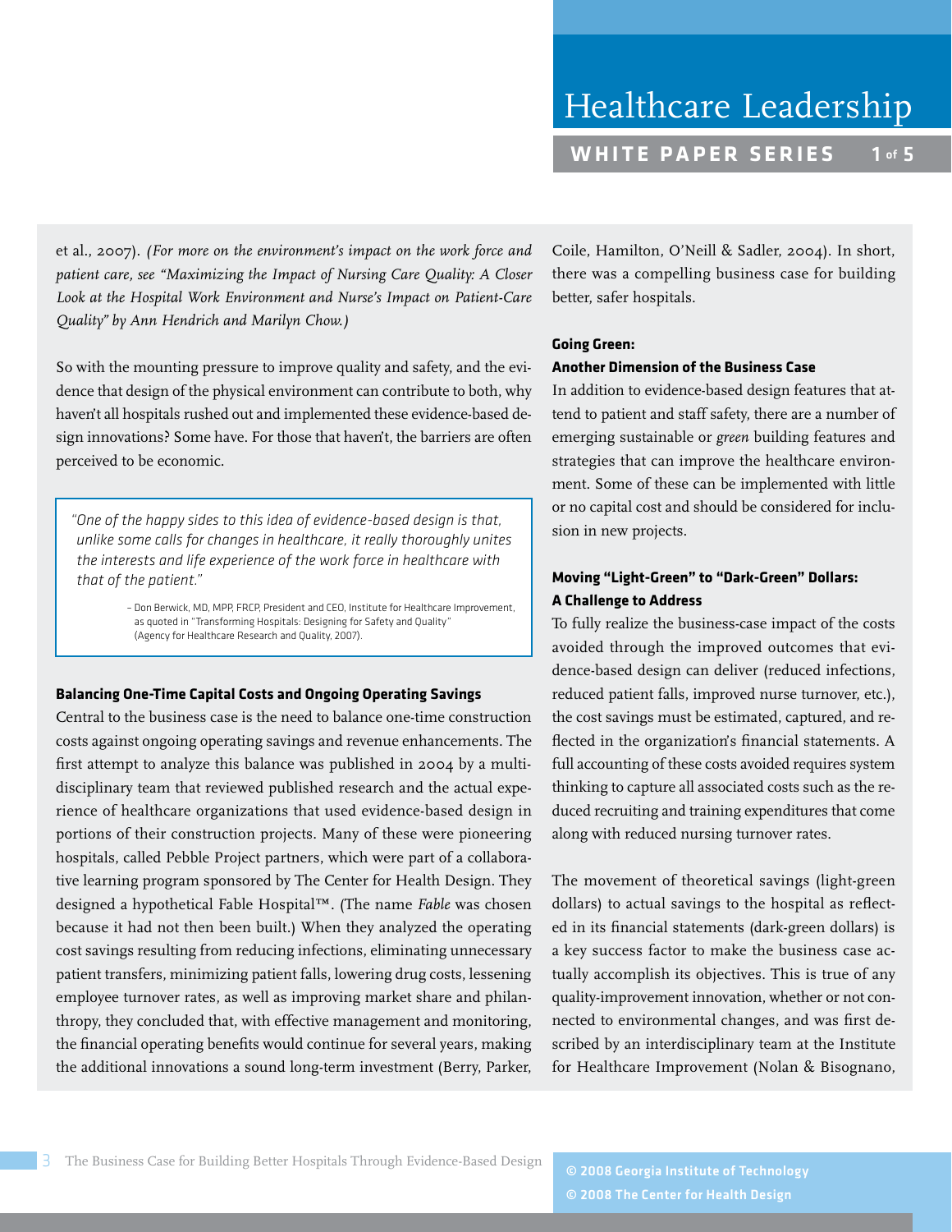et al., 2007). *(For more on the environment's impact on the work force and patient care, see "Maximizing the Impact of Nursing Care Quality: A Closer Look at the Hospital Work Environment and Nurse's Impact on Patient-Care Quality" by Ann Hendrich and Marilyn Chow.)*

So with the mounting pressure to improve quality and safety, and the evidence that design of the physical environment can contribute to both, why haven't all hospitals rushed out and implemented these evidence-based design innovations? Some have. For those that haven't, the barriers are often perceived to be economic.

> *"One of the happy sides to this idea of evidence-based design is that, unlike some calls for changes in healthcare, it really thoroughly unites the interests and life experience of the work force in healthcare with that of the patient."*
>
> – Don Berwick, MD, MPP, FRCP, President and CEO, Institute for Healthcare Improvement, as quoted in "Transforming Hospitals: Designing for Safety and Quality" (Agency for Healthcare Research and Quality, 2007).

**Balancing One-Time Capital Costs and Ongoing Operating Savings**

Central to the business case is the need to balance one-time construction costs against ongoing operating savings and revenue enhancements. The first attempt to analyze this balance was published in 2004 by a multidisciplinary team that reviewed published research and the actual experience of healthcare organizations that used evidence-based design in portions of their construction projects. Many of these were pioneering hospitals, called Pebble Project partners, which were part of a collaborative learning program sponsored by The Center for Health Design. They designed a hypothetical Fable Hospital™. (The name *Fable* was chosen because it had not then been built.) When they analyzed the operating cost savings resulting from reducing infections, eliminating unnecessary patient transfers, minimizing patient falls, lowering drug costs, lessening employee turnover rates, as well as improving market share and philanthropy, they concluded that, with effective management and monitoring, the financial operating benefits would continue for several years, making the additional innovations a sound long-term investment (Berry, Parker, Coile, Hamilton, O'Neill & Sadler, 2004). In short, there was a compelling business case for building better, safer hospitals.

**Going Green:**
**Another Dimension of the Business Case**

In addition to evidence-based design features that attend to patient and staff safety, there are a number of emerging sustainable or *green* building features and strategies that can improve the healthcare environment. Some of these can be implemented with little or no capital cost and should be considered for inclusion in new projects.

**Moving "Light-Green" to "Dark-Green" Dollars:**
**A Challenge to Address**

To fully realize the business-case impact of the costs avoided through the improved outcomes that evidence-based design can deliver (reduced infections, reduced patient falls, improved nurse turnover, etc.), the cost savings must be estimated, captured, and reflected in the organization's financial statements. A full accounting of these costs avoided requires system thinking to capture all associated costs such as the reduced recruiting and training expenditures that come along with reduced nursing turnover rates.

The movement of theoretical savings (light-green dollars) to actual savings to the hospital as reflected in its financial statements (dark-green dollars) is a key success factor to make the business case actually accomplish its objectives. This is true of any quality-improvement innovation, whether or not connected to environmental changes, and was first described by an interdisciplinary team at the Institute for Healthcare Improvement (Nolan & Bisognano,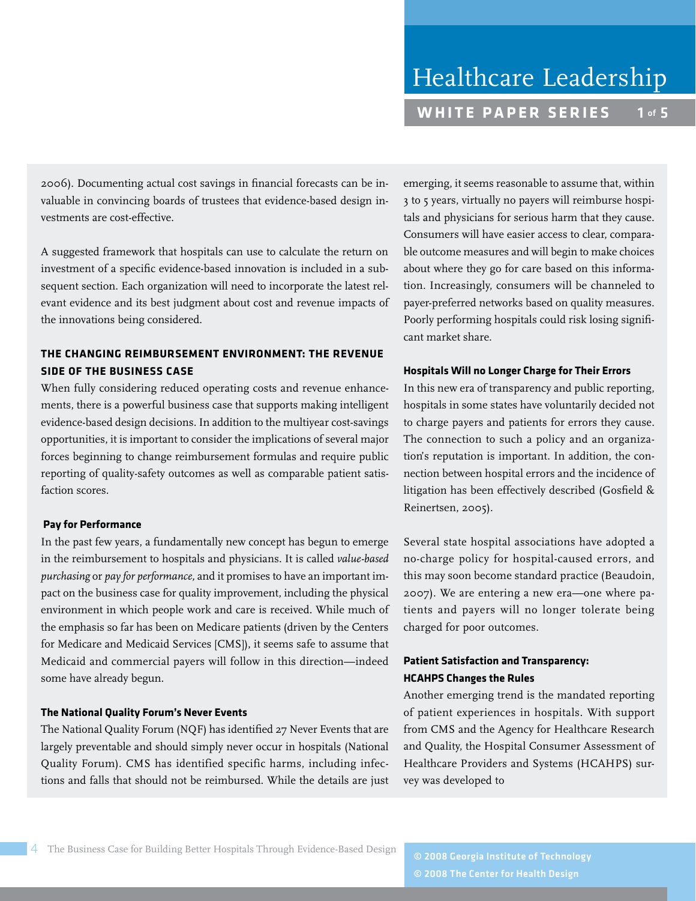2006). Documenting actual cost savings in financial forecasts can be invaluable in convincing boards of trustees that evidence-based design investments are cost-effective.

A suggested framework that hospitals can use to calculate the return on investment of a specific evidence-based innovation is included in a subsequent section. Each organization will need to incorporate the latest relevant evidence and its best judgment about cost and revenue impacts of the innovations being considered.

## THE CHANGING REIMBURSEMENT ENVIRONMENT: THE REVENUE SIDE OF THE BUSINESS CASE

When fully considering reduced operating costs and revenue enhancements, there is a powerful business case that supports making intelligent evidence-based design decisions. In addition to the multiyear cost-savings opportunities, it is important to consider the implications of several major forces beginning to change reimbursement formulas and require public reporting of quality-safety outcomes as well as comparable patient satisfaction scores.

### Pay for Performance

In the past few years, a fundamentally new concept has begun to emerge in the reimbursement to hospitals and physicians. It is called *value-based purchasing* or *pay for performance*, and it promises to have an important impact on the business case for quality improvement, including the physical environment in which people work and care is received. While much of the emphasis so far has been on Medicare patients (driven by the Centers for Medicare and Medicaid Services [CMS]), it seems safe to assume that Medicaid and commercial payers will follow in this direction—indeed some have already begun.

### The National Quality Forum's Never Events

The National Quality Forum (NQF) has identified 27 Never Events that are largely preventable and should simply never occur in hospitals (National Quality Forum). CMS has identified specific harms, including infections and falls that should not be reimbursed. While the details are just emerging, it seems reasonable to assume that, within 3 to 5 years, virtually no payers will reimburse hospitals and physicians for serious harm that they cause. Consumers will have easier access to clear, comparable outcome measures and will begin to make choices about where they go for care based on this information. Increasingly, consumers will be channeled to payer-preferred networks based on quality measures. Poorly performing hospitals could risk losing significant market share.

### Hospitals Will no Longer Charge for Their Errors

In this new era of transparency and public reporting, hospitals in some states have voluntarily decided not to charge payers and patients for errors they cause. The connection to such a policy and an organization's reputation is important. In addition, the connection between hospital errors and the incidence of litigation has been effectively described (Gosfield & Reinertsen, 2005).

Several state hospital associations have adopted a no-charge policy for hospital-caused errors, and this may soon become standard practice (Beaudoin, 2007). We are entering a new era—one where patients and payers will no longer tolerate being charged for poor outcomes.

### Patient Satisfaction and Transparency: HCAHPS Changes the Rules

Another emerging trend is the mandated reporting of patient experiences in hospitals. With support from CMS and the Agency for Healthcare Research and Quality, the Hospital Consumer Assessment of Healthcare Providers and Systems (HCAHPS) survey was developed to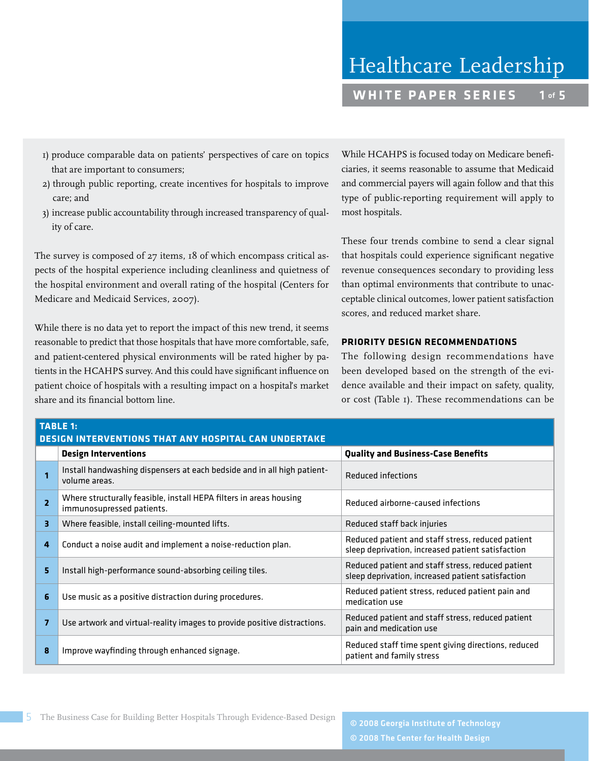1) produce comparable data on patients' perspectives of care on topics that are important to consumers;
2) through public reporting, create incentives for hospitals to improve care; and
3) increase public accountability through increased transparency of quality of care.

The survey is composed of 27 items, 18 of which encompass critical aspects of the hospital experience including cleanliness and quietness of the hospital environment and overall rating of the hospital (Centers for Medicare and Medicaid Services, 2007).

While there is no data yet to report the impact of this new trend, it seems reasonable to predict that those hospitals that have more comfortable, safe, and patient-centered physical environments will be rated higher by patients in the HCAHPS survey. And this could have significant influence on patient choice of hospitals with a resulting impact on a hospital's market share and its financial bottom line.

While HCAHPS is focused today on Medicare beneficiaries, it seems reasonable to assume that Medicaid and commercial payers will again follow and that this type of public-reporting requirement will apply to most hospitals.

These four trends combine to send a clear signal that hospitals could experience significant negative revenue consequences secondary to providing less than optimal environments that contribute to unacceptable clinical outcomes, lower patient satisfaction scores, and reduced market share.

## PRIORITY DESIGN RECOMMENDATIONS

The following design recommendations have been developed based on the strength of the evidence available and their impact on safety, quality, or cost (Table 1). These recommendations can be

**TABLE 1: DESIGN INTERVENTIONS THAT ANY HOSPITAL CAN UNDERTAKE**

| | Design Interventions | Quality and Business-Case Benefits |
|---|---|---|
| 1 | Install handwashing dispensers at each bedside and in all high patient-volume areas. | Reduced infections |
| 2 | Where structurally feasible, install HEPA filters in areas housing immunosupressed patients. | Reduced airborne-caused infections |
| 3 | Where feasible, install ceiling-mounted lifts. | Reduced staff back injuries |
| 4 | Conduct a noise audit and implement a noise-reduction plan. | Reduced patient and staff stress, reduced patient sleep deprivation, increased patient satisfaction |
| 5 | Install high-performance sound-absorbing ceiling tiles. | Reduced patient and staff stress, reduced patient sleep deprivation, increased patient satisfaction |
| 6 | Use music as a positive distraction during procedures. | Reduced patient stress, reduced patient pain and medication use |
| 7 | Use artwork and virtual-reality images to provide positive distractions. | Reduced patient and staff stress, reduced patient pain and medication use |
| 8 | Improve wayfinding through enhanced signage. | Reduced staff time spent giving directions, reduced patient and family stress |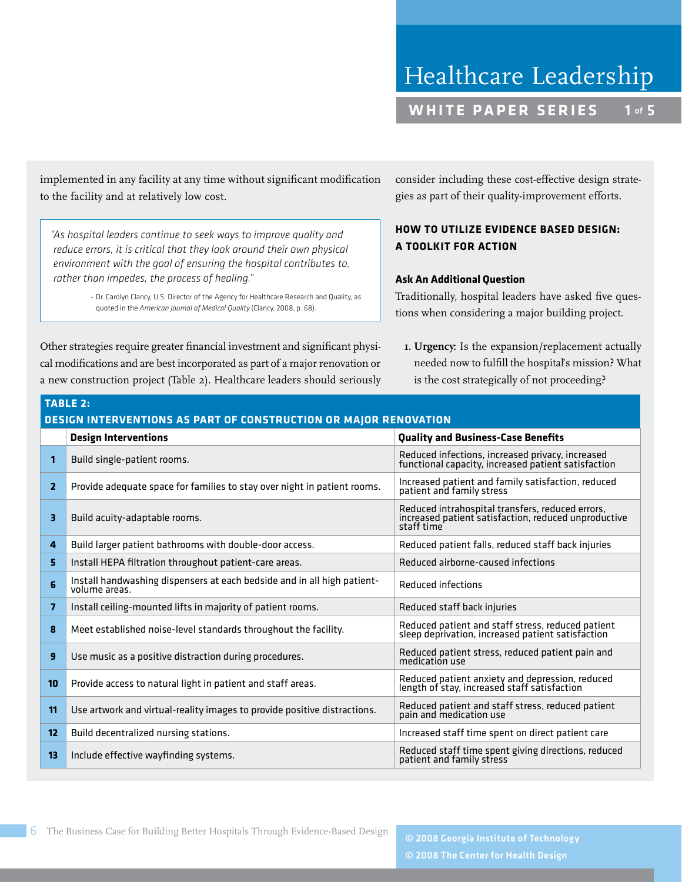implemented in any facility at any time without significant modification to the facility and at relatively low cost.

> *"As hospital leaders continue to seek ways to improve quality and reduce errors, it is critical that they look around their own physical environment with the goal of ensuring the hospital contributes to, rather than impedes, the process of healing."*
>
> – Dr. Carolyn Clancy, U.S. Director of the Agency for Healthcare Research and Quality, as quoted in the *American Journal of Medical Quality* (Clancy, 2008, p. 68).

Other strategies require greater financial investment and significant physical modifications and are best incorporated as part of a major renovation or a new construction project (Table 2). Healthcare leaders should seriously consider including these cost-effective design strategies as part of their quality-improvement efforts.

### HOW TO UTILIZE EVIDENCE BASED DESIGN: A TOOLKIT FOR ACTION

#### Ask An Additional Question

Traditionally, hospital leaders have asked five questions when considering a major building project.

1. **Urgency:** Is the expansion/replacement actually needed now to fulfill the hospital's mission? What is the cost strategically of not proceeding?

**TABLE 2: DESIGN INTERVENTIONS AS PART OF CONSTRUCTION OR MAJOR RENOVATION**

| | Design Interventions | Quality and Business-Case Benefits |
|---|---|---|
| 1 | Build single-patient rooms. | Reduced infections, increased privacy, increased functional capacity, increased patient satisfaction |
| 2 | Provide adequate space for families to stay over night in patient rooms. | Increased patient and family satisfaction, reduced patient and family stress |
| 3 | Build acuity-adaptable rooms. | Reduced intrahospital transfers, reduced errors, increased patient satisfaction, reduced unproductive staff time |
| 4 | Build larger patient bathrooms with double-door access. | Reduced patient falls, reduced staff back injuries |
| 5 | Install HEPA filtration throughout patient-care areas. | Reduced airborne-caused infections |
| 6 | Install handwashing dispensers at each bedside and in all high patient-volume areas. | Reduced infections |
| 7 | Install ceiling-mounted lifts in majority of patient rooms. | Reduced staff back injuries |
| 8 | Meet established noise-level standards throughout the facility. | Reduced patient and staff stress, reduced patient sleep deprivation, increased patient satisfaction |
| 9 | Use music as a positive distraction during procedures. | Reduced patient stress, reduced patient pain and medication use |
| 10 | Provide access to natural light in patient and staff areas. | Reduced patient anxiety and depression, reduced length of stay, increased staff satisfaction |
| 11 | Use artwork and virtual-reality images to provide positive distractions. | Reduced patient and staff stress, reduced patient pain and medication use |
| 12 | Build decentralized nursing stations. | Increased staff time spent on direct patient care |
| 13 | Include effective wayfinding systems. | Reduced staff time spent giving directions, reduced patient and family stress |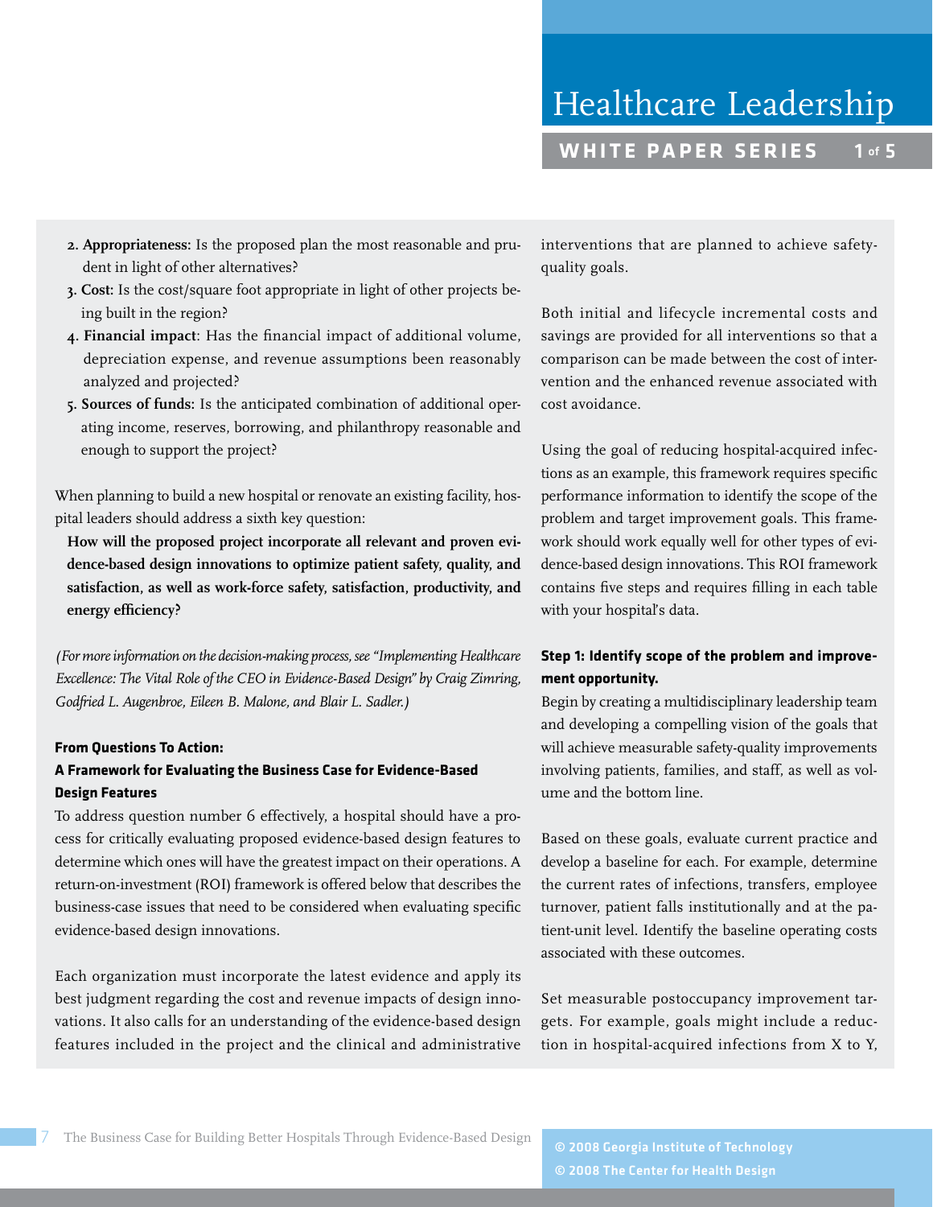2. **Appropriateness:** Is the proposed plan the most reasonable and prudent in light of other alternatives?
3. **Cost:** Is the cost/square foot appropriate in light of other projects being built in the region?
4. **Financial impact**: Has the financial impact of additional volume, depreciation expense, and revenue assumptions been reasonably analyzed and projected?
5. **Sources of funds:** Is the anticipated combination of additional operating income, reserves, borrowing, and philanthropy reasonable and enough to support the project?

When planning to build a new hospital or renovate an existing facility, hospital leaders should address a sixth key question:

**How will the proposed project incorporate all relevant and proven evidence-based design innovations to optimize patient safety, quality, and satisfaction, as well as work-force safety, satisfaction, productivity, and energy efficiency?**

*(For more information on the decision-making process, see "Implementing Healthcare Excellence: The Vital Role of the CEO in Evidence-Based Design" by Craig Zimring, Godfried L. Augenbroe, Eileen B. Malone, and Blair L. Sadler.)*

#### From Questions To Action: A Framework for Evaluating the Business Case for Evidence-Based Design Features

To address question number 6 effectively, a hospital should have a process for critically evaluating proposed evidence-based design features to determine which ones will have the greatest impact on their operations. A return-on-investment (ROI) framework is offered below that describes the business-case issues that need to be considered when evaluating specific evidence-based design innovations.

Each organization must incorporate the latest evidence and apply its best judgment regarding the cost and revenue impacts of design innovations. It also calls for an understanding of the evidence-based design features included in the project and the clinical and administrative interventions that are planned to achieve safety-quality goals.

Both initial and lifecycle incremental costs and savings are provided for all interventions so that a comparison can be made between the cost of intervention and the enhanced revenue associated with cost avoidance.

Using the goal of reducing hospital-acquired infections as an example, this framework requires specific performance information to identify the scope of the problem and target improvement goals. This framework should work equally well for other types of evidence-based design innovations. This ROI framework contains five steps and requires filling in each table with your hospital's data.

#### Step 1: Identify scope of the problem and improvement opportunity.

Begin by creating a multidisciplinary leadership team and developing a compelling vision of the goals that will achieve measurable safety-quality improvements involving patients, families, and staff, as well as volume and the bottom line.

Based on these goals, evaluate current practice and develop a baseline for each. For example, determine the current rates of infections, transfers, employee turnover, patient falls institutionally and at the patient-unit level. Identify the baseline operating costs associated with these outcomes.

Set measurable postoccupancy improvement targets. For example, goals might include a reduction in hospital-acquired infections from X to Y,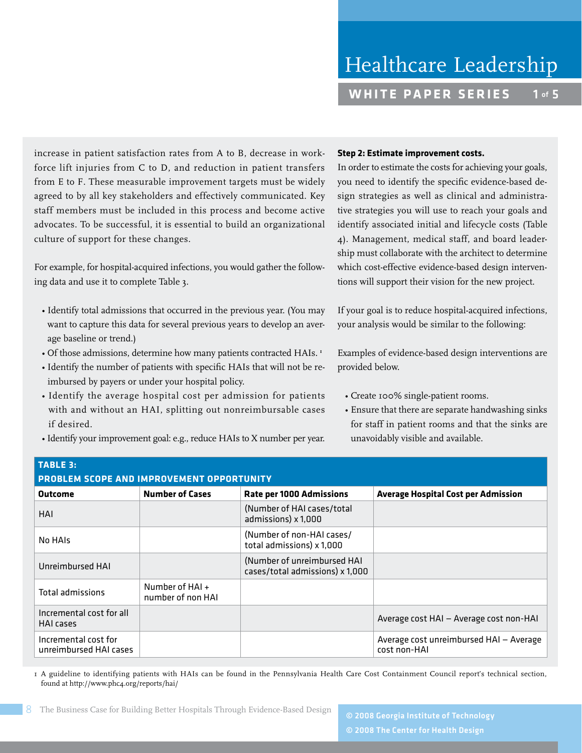increase in patient satisfaction rates from A to B, decrease in workforce lift injuries from C to D, and reduction in patient transfers from E to F. These measurable improvement targets must be widely agreed to by all key stakeholders and effectively communicated. Key staff members must be included in this process and become active advocates. To be successful, it is essential to build an organizational culture of support for these changes.

For example, for hospital-acquired infections, you would gather the following data and use it to complete Table 3.

- Identify total admissions that occurred in the previous year. (You may want to capture this data for several previous years to develop an average baseline or trend.)
- Of those admissions, determine how many patients contracted HAIs. [1]
- Identify the number of patients with specific HAIs that will not be reimbursed by payers or under your hospital policy.
- Identify the average hospital cost per admission for patients with and without an HAI, splitting out nonreimbursable cases if desired.
- Identify your improvement goal: e.g., reduce HAIs to X number per year.

**Step 2: Estimate improvement costs.**

In order to estimate the costs for achieving your goals, you need to identify the specific evidence-based design strategies as well as clinical and administrative strategies you will use to reach your goals and identify associated initial and lifecycle costs (Table 4). Management, medical staff, and board leadership must collaborate with the architect to determine which cost-effective evidence-based design interventions will support their vision for the new project.

If your goal is to reduce hospital-acquired infections, your analysis would be similar to the following:

Examples of evidence-based design interventions are provided below.

- Create 100% single-patient rooms.
- Ensure that there are separate handwashing sinks for staff in patient rooms and that the sinks are unavoidably visible and available.

**TABLE 3: PROBLEM SCOPE AND IMPROVEMENT OPPORTUNITY**

| Outcome | Number of Cases | Rate per 1000 Admissions | Average Hospital Cost per Admission |
|---|---|---|---|
| HAI | | (Number of HAI cases/total admissions) x 1,000 | |
| No HAIs | | (Number of non-HAI cases/ total admissions) x 1,000 | |
| Unreimbursed HAI | | (Number of unreimbursed HAI cases/total admissions) x 1,000 | |
| Total admissions | Number of HAI + number of non HAI | | |
| Incremental cost for all HAI cases | | | Average cost HAI – Average cost non-HAI |
| Incremental cost for unreimbursed HAI cases | | | Average cost unreimbursed HAI – Average cost non-HAI |

1 A guideline to identifying patients with HAIs can be found in the Pennsylvania Health Care Cost Containment Council report's technical section, found at http://www.phc4.org/reports/hai/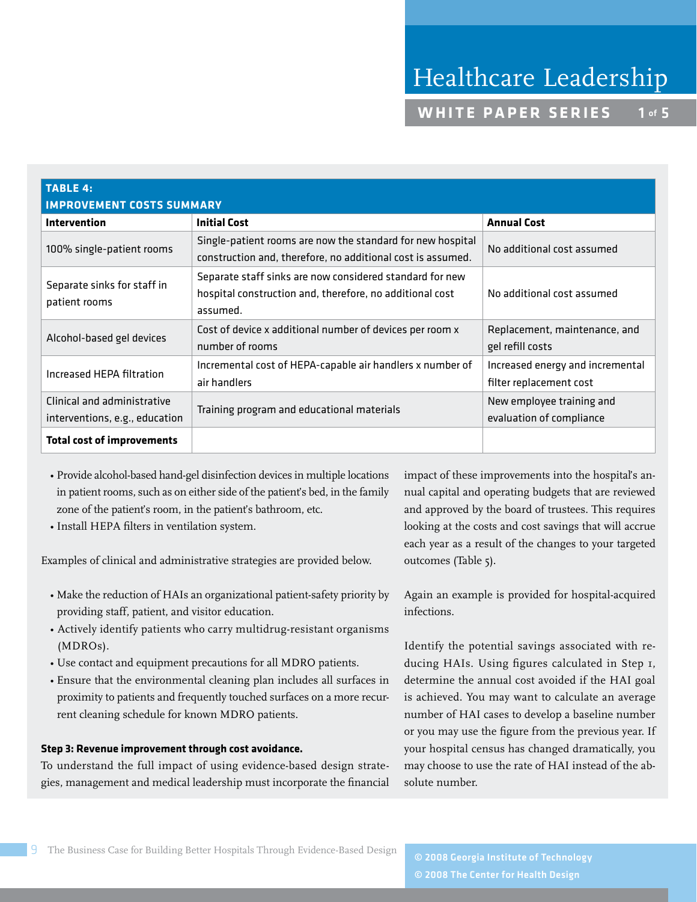| TABLE 4: IMPROVEMENT COSTS SUMMARY | | |
|---|---|---|
| **Intervention** | **Initial Cost** | **Annual Cost** |
| 100% single-patient rooms | Single-patient rooms are now the standard for new hospital construction and, therefore, no additional cost is assumed. | No additional cost assumed |
| Separate sinks for staff in patient rooms | Separate staff sinks are now considered standard for new hospital construction and, therefore, no additional cost assumed. | No additional cost assumed |
| Alcohol-based gel devices | Cost of device x additional number of devices per room x number of rooms | Replacement, maintenance, and gel refill costs |
| Increased HEPA filtration | Incremental cost of HEPA-capable air handlers x number of air handlers | Increased energy and incremental filter replacement cost |
| Clinical and administrative interventions, e.g., education | Training program and educational materials | New employee training and evaluation of compliance |
| **Total cost of improvements** | | |

- Provide alcohol-based hand-gel disinfection devices in multiple locations in patient rooms, such as on either side of the patient's bed, in the family zone of the patient's room, in the patient's bathroom, etc.
- Install HEPA filters in ventilation system.

Examples of clinical and administrative strategies are provided below.

- Make the reduction of HAIs an organizational patient-safety priority by providing staff, patient, and visitor education.
- Actively identify patients who carry multidrug-resistant organisms (MDROs).
- Use contact and equipment precautions for all MDRO patients.
- Ensure that the environmental cleaning plan includes all surfaces in proximity to patients and frequently touched surfaces on a more recurrent cleaning schedule for known MDRO patients.

**Step 3: Revenue improvement through cost avoidance.**
To understand the full impact of using evidence-based design strategies, management and medical leadership must incorporate the financial impact of these improvements into the hospital's annual capital and operating budgets that are reviewed and approved by the board of trustees. This requires looking at the costs and cost savings that will accrue each year as a result of the changes to your targeted outcomes (Table 5).

Again an example is provided for hospital-acquired infections.

Identify the potential savings associated with reducing HAIs. Using figures calculated in Step 1, determine the annual cost avoided if the HAI goal is achieved. You may want to calculate an average number of HAI cases to develop a baseline number or you may use the figure from the previous year. If your hospital census has changed dramatically, you may choose to use the rate of HAI instead of the absolute number.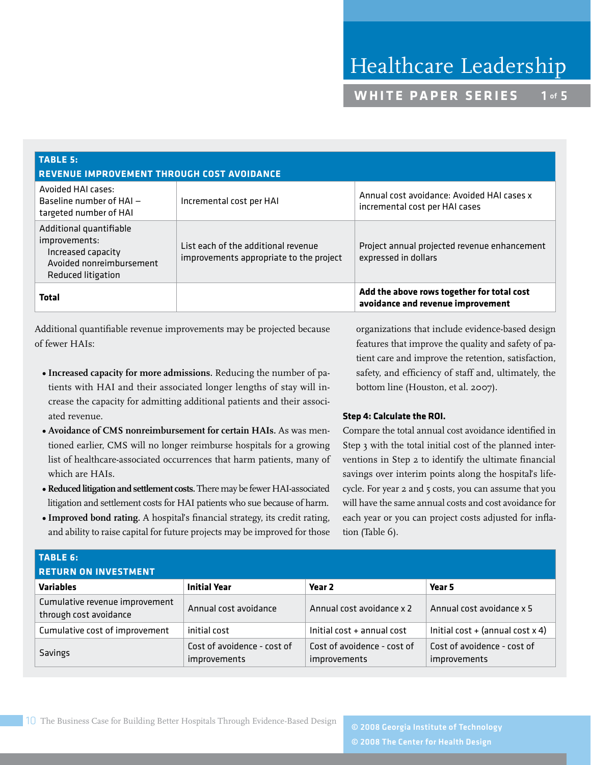| TABLE 5: REVENUE IMPROVEMENT THROUGH COST AVOIDANCE | | |
|---|---|---|
| Avoided HAI cases:<br>Baseline number of HAI – targeted number of HAI | Incremental cost per HAI | Annual cost avoidance: Avoided HAI cases x incremental cost per HAI cases |
| Additional quantifiable improvements:<br>Increased capacity<br>Avoided nonreimbursement<br>Reduced litigation | List each of the additional revenue improvements appropriate to the project | Project annual projected revenue enhancement expressed in dollars |
| **Total** | | **Add the above rows together for total cost avoidance and revenue improvement** |

Additional quantifiable revenue improvements may be projected because of fewer HAIs:

- **Increased capacity for more admissions.** Reducing the number of patients with HAI and their associated longer lengths of stay will increase the capacity for admitting additional patients and their associated revenue.
- **Avoidance of CMS nonreimbursement for certain HAIs.** As was mentioned earlier, CMS will no longer reimburse hospitals for a growing list of healthcare-associated occurrences that harm patients, many of which are HAIs.
- **Reduced litigation and settlement costs.** There may be fewer HAI-associated litigation and settlement costs for HAI patients who sue because of harm.
- **Improved bond rating.** A hospital's financial strategy, its credit rating, and ability to raise capital for future projects may be improved for those organizations that include evidence-based design features that improve the quality and safety of patient care and improve the retention, satisfaction, safety, and efficiency of staff and, ultimately, the bottom line (Houston, et al. 2007).

**Step 4: Calculate the ROI.**

Compare the total annual cost avoidance identified in Step 3 with the total initial cost of the planned interventions in Step 2 to identify the ultimate financial savings over interim points along the hospital's lifecycle. For year 2 and 5 costs, you can assume that you will have the same annual costs and cost avoidance for each year or you can project costs adjusted for inflation (Table 6).

| TABLE 6: RETURN ON INVESTMENT | | | |
|---|---|---|---|
| **Variables** | **Initial Year** | **Year 2** | **Year 5** |
| Cumulative revenue improvement through cost avoidance | Annual cost avoidance | Annual cost avoidance x 2 | Annual cost avoidance x 5 |
| Cumulative cost of improvement | initial cost | Initial cost + annual cost | Initial cost + (annual cost x 4) |
| Savings | Cost of avoidence - cost of improvements | Cost of avoidence - cost of improvements | Cost of avoidence - cost of improvements |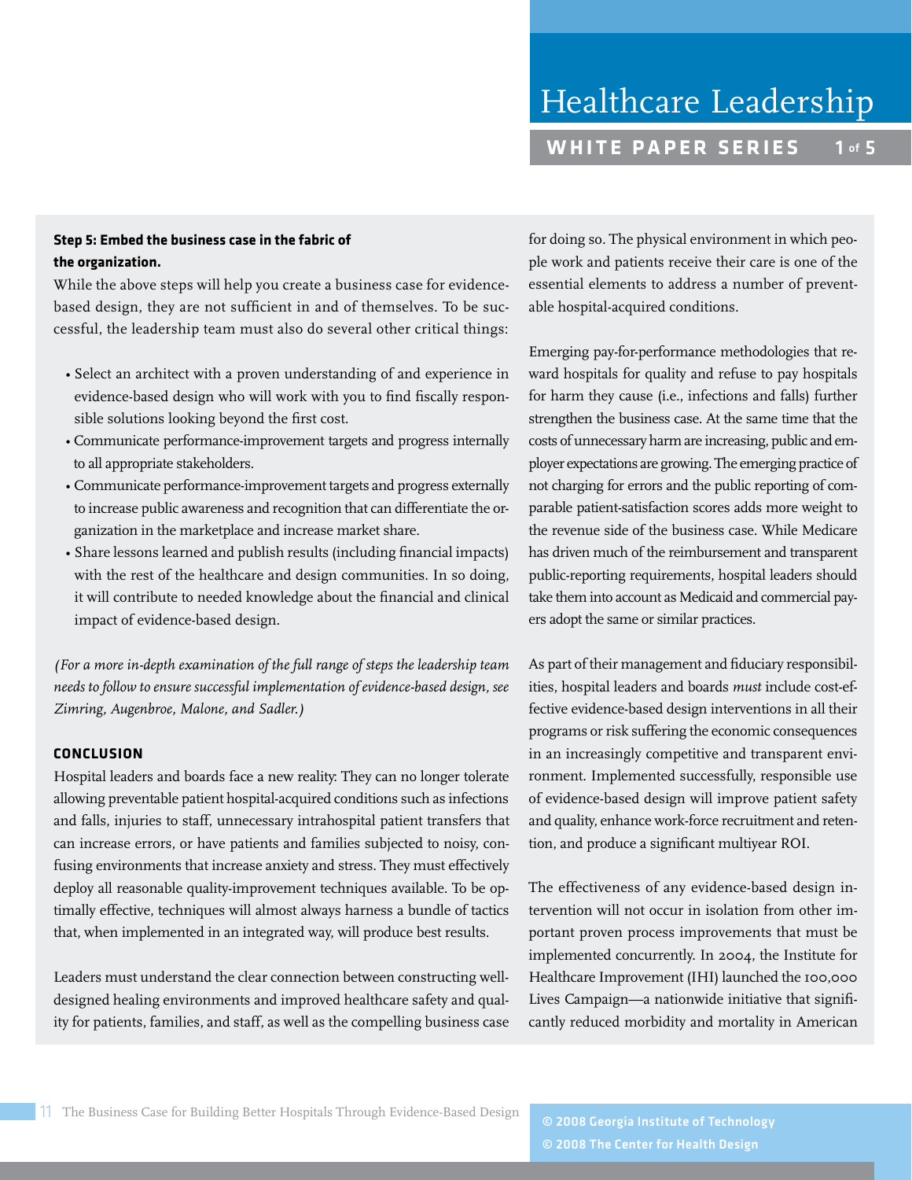**Step 5: Embed the business case in the fabric of the organization.**

While the above steps will help you create a business case for evidence-based design, they are not sufficient in and of themselves. To be successful, the leadership team must also do several other critical things:

- Select an architect with a proven understanding of and experience in evidence-based design who will work with you to find fiscally responsible solutions looking beyond the first cost.
- Communicate performance-improvement targets and progress internally to all appropriate stakeholders.
- Communicate performance-improvement targets and progress externally to increase public awareness and recognition that can differentiate the organization in the marketplace and increase market share.
- Share lessons learned and publish results (including financial impacts) with the rest of the healthcare and design communities. In so doing, it will contribute to needed knowledge about the financial and clinical impact of evidence-based design.

*(For a more in-depth examination of the full range of steps the leadership team needs to follow to ensure successful implementation of evidence-based design, see Zimring, Augenbroe, Malone, and Sadler.)*

## CONCLUSION

Hospital leaders and boards face a new reality: They can no longer tolerate allowing preventable patient hospital-acquired conditions such as infections and falls, injuries to staff, unnecessary intrahospital patient transfers that can increase errors, or have patients and families subjected to noisy, confusing environments that increase anxiety and stress. They must effectively deploy all reasonable quality-improvement techniques available. To be optimally effective, techniques will almost always harness a bundle of tactics that, when implemented in an integrated way, will produce best results.

Leaders must understand the clear connection between constructing well-designed healing environments and improved healthcare safety and quality for patients, families, and staff, as well as the compelling business case for doing so. The physical environment in which people work and patients receive their care is one of the essential elements to address a number of preventable hospital-acquired conditions.

Emerging pay-for-performance methodologies that reward hospitals for quality and refuse to pay hospitals for harm they cause (i.e., infections and falls) further strengthen the business case. At the same time that the costs of unnecessary harm are increasing, public and employer expectations are growing. The emerging practice of not charging for errors and the public reporting of comparable patient-satisfaction scores adds more weight to the revenue side of the business case. While Medicare has driven much of the reimbursement and transparent public-reporting requirements, hospital leaders should take them into account as Medicaid and commercial payers adopt the same or similar practices.

As part of their management and fiduciary responsibilities, hospital leaders and boards *must* include cost-effective evidence-based design interventions in all their programs or risk suffering the economic consequences in an increasingly competitive and transparent environment. Implemented successfully, responsible use of evidence-based design will improve patient safety and quality, enhance work-force recruitment and retention, and produce a significant multiyear ROI.

The effectiveness of any evidence-based design intervention will not occur in isolation from other important proven process improvements that must be implemented concurrently. In 2004, the Institute for Healthcare Improvement (IHI) launched the 100,000 Lives Campaign—a nationwide initiative that significantly reduced morbidity and mortality in American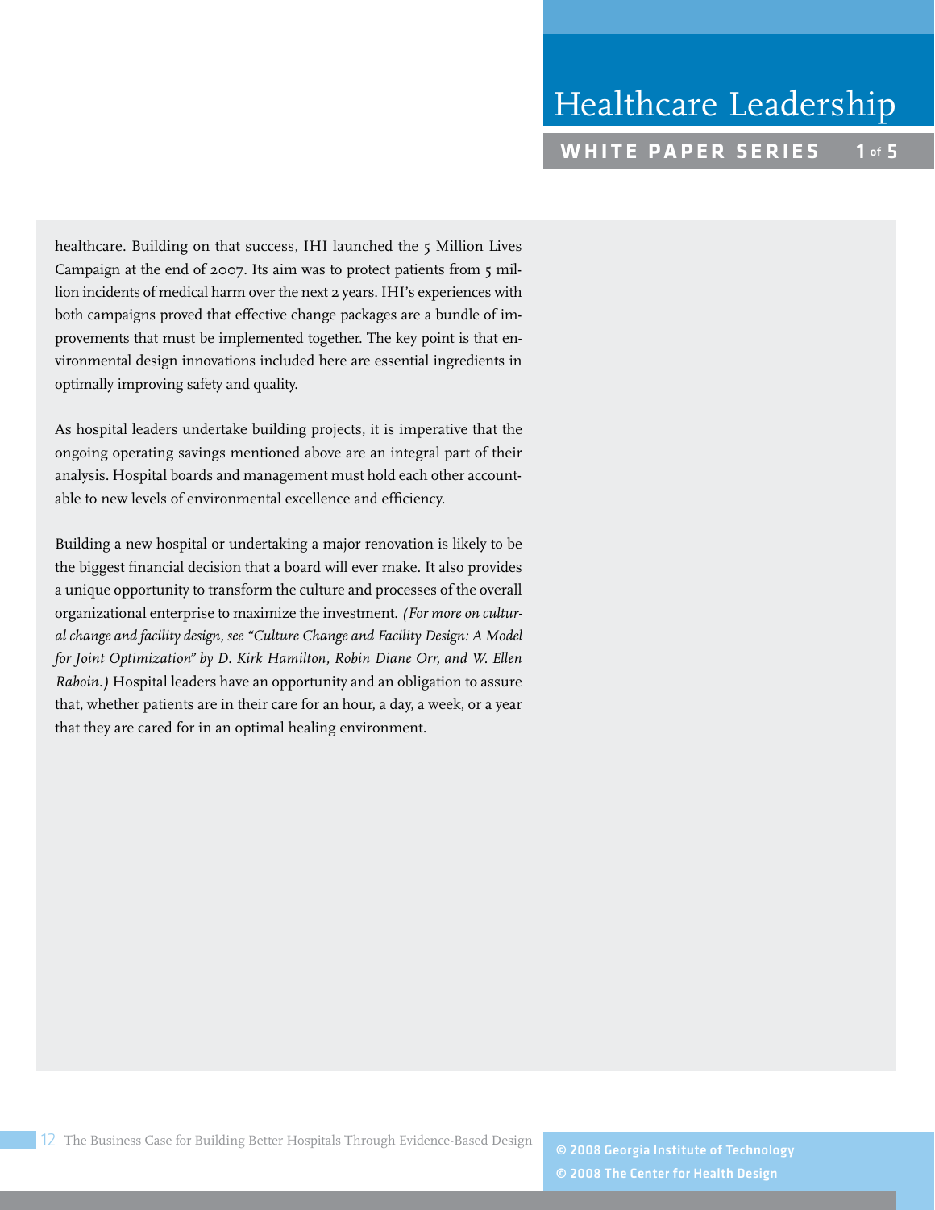healthcare. Building on that success, IHI launched the 5 Million Lives Campaign at the end of 2007. Its aim was to protect patients from 5 million incidents of medical harm over the next 2 years. IHI's experiences with both campaigns proved that effective change packages are a bundle of improvements that must be implemented together. The key point is that environmental design innovations included here are essential ingredients in optimally improving safety and quality.

As hospital leaders undertake building projects, it is imperative that the ongoing operating savings mentioned above are an integral part of their analysis. Hospital boards and management must hold each other accountable to new levels of environmental excellence and efficiency.

Building a new hospital or undertaking a major renovation is likely to be the biggest financial decision that a board will ever make. It also provides a unique opportunity to transform the culture and processes of the overall organizational enterprise to maximize the investment. *(For more on cultural change and facility design, see "Culture Change and Facility Design: A Model for Joint Optimization" by D. Kirk Hamilton, Robin Diane Orr, and W. Ellen Raboin.)* Hospital leaders have an opportunity and an obligation to assure that, whether patients are in their care for an hour, a day, a week, or a year that they are cared for in an optimal healing environment.

© 2008 Georgia Institute of Technology
© 2008 The Center for Health Design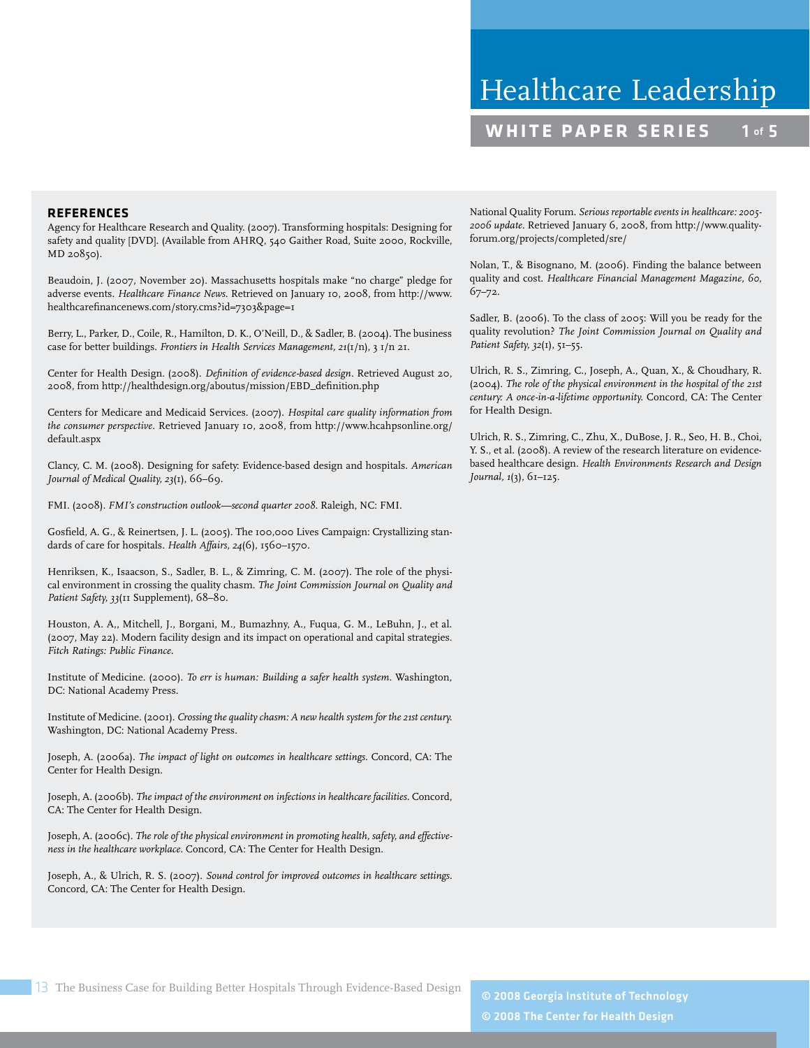## REFERENCES

Agency for Healthcare Research and Quality. (2007). Transforming hospitals: Designing for safety and quality [DVD]. (Available from AHRQ, 540 Gaither Road, Suite 2000, Rockville, MD 20850).

Beaudoin, J. (2007, November 20). Massachusetts hospitals make "no charge" pledge for adverse events. *Healthcare Finance News*. Retrieved on January 10, 2008, from http://www.healthcarefinancenews.com/story.cms?id=7303&page=1

Berry, L., Parker, D., Coile, R., Hamilton, D. K., O'Neill, D., & Sadler, B. (2004). The business case for better buildings. *Frontiers in Health Services Management, 21*(1/n), 3 1/n 21.

Center for Health Design. (2008). *Definition of evidence-based design*. Retrieved August 20, 2008, from http://healthdesign.org/aboutus/mission/EBD_definition.php

Centers for Medicare and Medicaid Services. (2007). *Hospital care quality information from the consumer perspective*. Retrieved January 10, 2008, from http://www.hcahpsonline.org/default.aspx

Clancy, C. M. (2008). Designing for safety: Evidence-based design and hospitals. *American Journal of Medical Quality, 23*(1), 66–69.

FMI. (2008). *FMI's construction outlook—second quarter 2008*. Raleigh, NC: FMI.

Gosfield, A. G., & Reinertsen, J. L. (2005). The 100,000 Lives Campaign: Crystallizing standards of care for hospitals. *Health Affairs, 24*(6), 1560–1570.

Henriksen, K., Isaacson, S., Sadler, B. L., & Zimring, C. M. (2007). The role of the physical environment in crossing the quality chasm. *The Joint Commission Journal on Quality and Patient Safety, 33*(11 Supplement), 68–80.

Houston, A. A,, Mitchell, J., Borgani, M., Bumazhny, A., Fuqua, G. M., LeBuhn, J., et al. (2007, May 22). Modern facility design and its impact on operational and capital strategies. *Fitch Ratings: Public Finance*.

Institute of Medicine. (2000). *To err is human: Building a safer health system*. Washington, DC: National Academy Press.

Institute of Medicine. (2001). *Crossing the quality chasm: A new health system for the 21st century.* Washington, DC: National Academy Press.

Joseph, A. (2006a). *The impact of light on outcomes in healthcare settings*. Concord, CA: The Center for Health Design.

Joseph, A. (2006b). *The impact of the environment on infections in healthcare facilities*. Concord, CA: The Center for Health Design.

Joseph, A. (2006c). *The role of the physical environment in promoting health, safety, and effectiveness in the healthcare workplace*. Concord, CA: The Center for Health Design.

Joseph, A., & Ulrich, R. S. (2007). *Sound control for improved outcomes in healthcare settings*. Concord, CA: The Center for Health Design.

National Quality Forum. *Serious reportable events in healthcare: 2005-2006 update*. Retrieved January 6, 2008, from http://www.qualityforum.org/projects/completed/sre/

Nolan, T., & Bisognano, M. (2006). Finding the balance between quality and cost. *Healthcare Financial Management Magazine, 60*, 67–72.

Sadler, B. (2006). To the class of 2005: Will you be ready for the quality revolution? *The Joint Commission Journal on Quality and Patient Safety, 32*(1), 51–55.

Ulrich, R. S., Zimring, C., Joseph, A., Quan, X., & Choudhary, R. (2004). *The role of the physical environment in the hospital of the 21st century: A once-in-a-lifetime opportunity.* Concord, CA: The Center for Health Design.

Ulrich, R. S., Zimring, C., Zhu, X., DuBose, J. R., Seo, H. B., Choi, Y. S., et al. (2008). A review of the research literature on evidence-based healthcare design. *Health Environments Research and Design Journal, 1*(3), 61–125.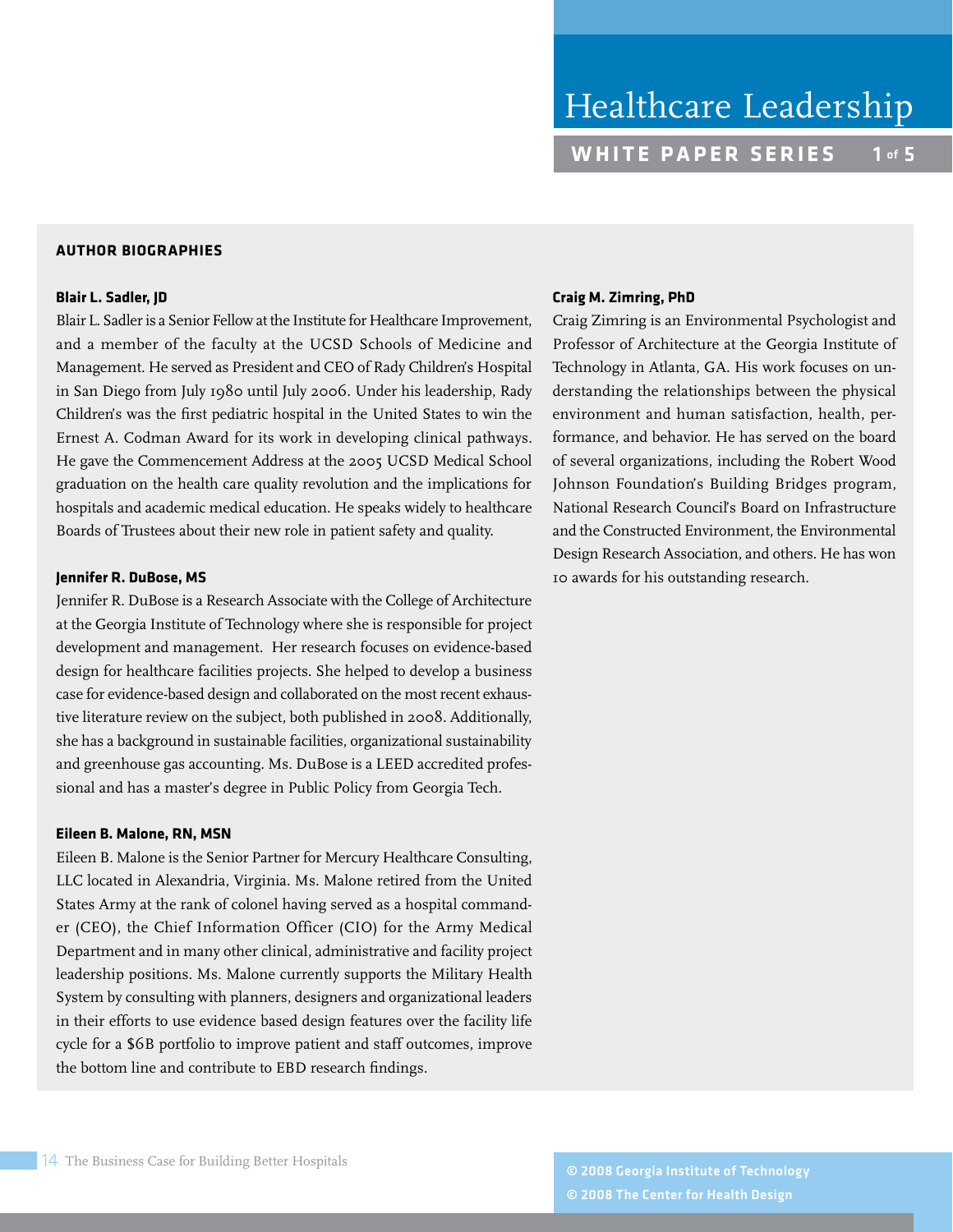## AUTHOR BIOGRAPHIES

**Blair L. Sadler, JD**

Blair L. Sadler is a Senior Fellow at the Institute for Healthcare Improvement, and a member of the faculty at the UCSD Schools of Medicine and Management. He served as President and CEO of Rady Children's Hospital in San Diego from July 1980 until July 2006. Under his leadership, Rady Children's was the first pediatric hospital in the United States to win the Ernest A. Codman Award for its work in developing clinical pathways. He gave the Commencement Address at the 2005 UCSD Medical School graduation on the health care quality revolution and the implications for hospitals and academic medical education. He speaks widely to healthcare Boards of Trustees about their new role in patient safety and quality.

**Jennifer R. DuBose, MS**

Jennifer R. DuBose is a Research Associate with the College of Architecture at the Georgia Institute of Technology where she is responsible for project development and management. Her research focuses on evidence-based design for healthcare facilities projects. She helped to develop a business case for evidence-based design and collaborated on the most recent exhaustive literature review on the subject, both published in 2008. Additionally, she has a background in sustainable facilities, organizational sustainability and greenhouse gas accounting. Ms. DuBose is a LEED accredited professional and has a master's degree in Public Policy from Georgia Tech.

**Eileen B. Malone, RN, MSN**

Eileen B. Malone is the Senior Partner for Mercury Healthcare Consulting, LLC located in Alexandria, Virginia. Ms. Malone retired from the United States Army at the rank of colonel having served as a hospital commander (CEO), the Chief Information Officer (CIO) for the Army Medical Department and in many other clinical, administrative and facility project leadership positions. Ms. Malone currently supports the Military Health System by consulting with planners, designers and organizational leaders in their efforts to use evidence based design features over the facility life cycle for a $6B portfolio to improve patient and staff outcomes, improve the bottom line and contribute to EBD research findings.

**Craig M. Zimring, PhD**

Craig Zimring is an Environmental Psychologist and Professor of Architecture at the Georgia Institute of Technology in Atlanta, GA. His work focuses on understanding the relationships between the physical environment and human satisfaction, health, performance, and behavior. He has served on the board of several organizations, including the Robert Wood Johnson Foundation's Building Bridges program, National Research Council's Board on Infrastructure and the Constructed Environment, the Environmental Design Research Association, and others. He has won 10 awards for his outstanding research.

© 2008 Georgia Institute of Technology
© 2008 The Center for Health Design